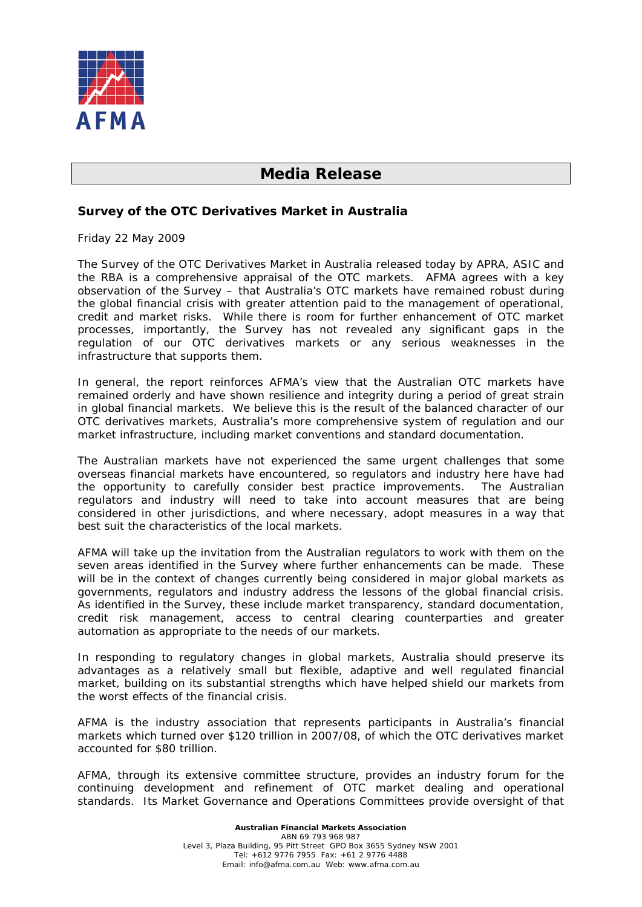AFMA

# Media Release

## Survey of the OTC Derivatives Market in Australia

Friday 22 May 2009

The Survey of the OTC Derivatives Market in Australia released today by APRA, ASIC and the RBA is a comprehensive appraisal of the OTC markets. AFMA agrees with a key observation of the Survey – that Australia's OTC markets have remained robust during the global financial crisis with greater attention paid to the management of operational, credit and market risks. While there is room for further enhancement of OTC market processes, importantly, the Survey has not revealed any significant gaps in the regulation of our OTC derivatives markets or any serious weaknesses in the infrastructure that supports them.

In general, the report reinforces AFMA's view that the Australian OTC markets have remained orderly and have shown resilience and integrity during a period of great strain in global financial markets. We believe this is the result of the balanced character of our OTC derivatives markets, Australia's more comprehensive system of regulation and our market infrastructure, including market conventions and standard documentation.

The Australian markets have not experienced the same urgent challenges that some overseas financial markets have encountered, so regulators and industry here have had the opportunity to carefully consider best practice improvements. The Australian regulators and industry will need to take into account measures that are being considered in other jurisdictions, and where necessary, adopt measures in a way that best suit the characteristics of the local markets.

AFMA will take up the invitation from the Australian regulators to work with them on the seven areas identified in the Survey where further enhancements can be made. These will be in the context of changes currently being considered in major global markets as governments, regulators and industry address the lessons of the global financial crisis. As identified in the Survey, these include market transparency, standard documentation, credit risk management, access to central clearing counterparties and greater automation as appropriate to the needs of our markets.

In responding to regulatory changes in global markets, Australia should preserve its advantages as a relatively small but flexible, adaptive and well regulated financial market, building on its substantial strengths which have helped shield our markets from the worst effects of the financial crisis.

AFMA is the industry association that represents participants in Australia's financial markets which turned over $120 trillion in 2007/08, of which the OTC derivatives market accounted for $80 trillion.

AFMA, through its extensive committee structure, provides an industry forum for the continuing development and refinement of OTC market dealing and operational standards. Its Market Governance and Operations Committees provide oversight of that

**Australian Financial Markets Association**
ABN 69 793 968 987
Level 3, Plaza Building, 95 Pitt Street GPO Box 3655 Sydney NSW 2001
Tel: +612 9776 7955 Fax: +61 2 9776 4488
Email: info@afma.com.au Web: www.afma.com.au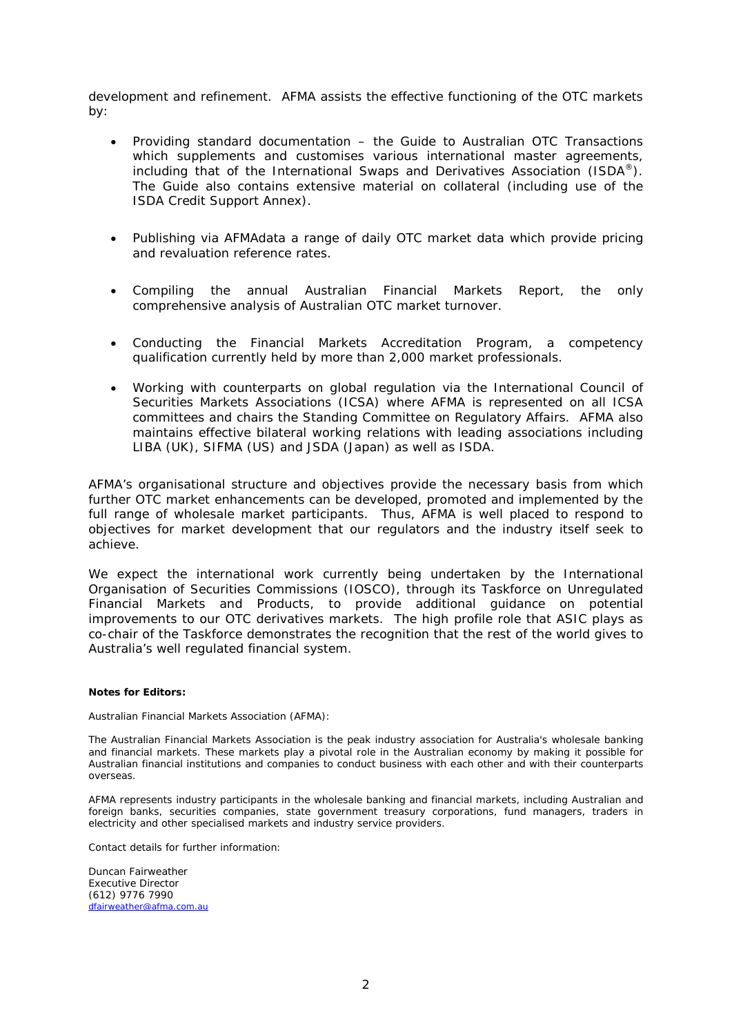development and refinement. AFMA assists the effective functioning of the OTC markets by:

- Providing standard documentation – the Guide to Australian OTC Transactions which supplements and customises various international master agreements, including that of the International Swaps and Derivatives Association (ISDA®). The Guide also contains extensive material on collateral (including use of the ISDA Credit Support Annex).

- Publishing via AFMAdata a range of daily OTC market data which provide pricing and revaluation reference rates.

- Compiling the annual Australian Financial Markets Report, the only comprehensive analysis of Australian OTC market turnover.

- Conducting the Financial Markets Accreditation Program, a competency qualification currently held by more than 2,000 market professionals.

- Working with counterparts on global regulation via the International Council of Securities Markets Associations (ICSA) where AFMA is represented on all ICSA committees and chairs the Standing Committee on Regulatory Affairs. AFMA also maintains effective bilateral working relations with leading associations including LIBA (UK), SIFMA (US) and JSDA (Japan) as well as ISDA.

AFMA's organisational structure and objectives provide the necessary basis from which further OTC market enhancements can be developed, promoted and implemented by the full range of wholesale market participants. Thus, AFMA is well placed to respond to objectives for market development that our regulators and the industry itself seek to achieve.

We expect the international work currently being undertaken by the International Organisation of Securities Commissions (IOSCO), through its Taskforce on Unregulated Financial Markets and Products, to provide additional guidance on potential improvements to our OTC derivatives markets. The high profile role that ASIC plays as co-chair of the Taskforce demonstrates the recognition that the rest of the world gives to Australia's well regulated financial system.

**Notes for Editors:**

Australian Financial Markets Association (AFMA):

The Australian Financial Markets Association is the peak industry association for Australia's wholesale banking and financial markets. These markets play a pivotal role in the Australian economy by making it possible for Australian financial institutions and companies to conduct business with each other and with their counterparts overseas.

AFMA represents industry participants in the wholesale banking and financial markets, including Australian and foreign banks, securities companies, state government treasury corporations, fund managers, traders in electricity and other specialised markets and industry service providers.

Contact details for further information:

Duncan Fairweather
Executive Director
(612) 9776 7990
dfairweather@afma.com.au